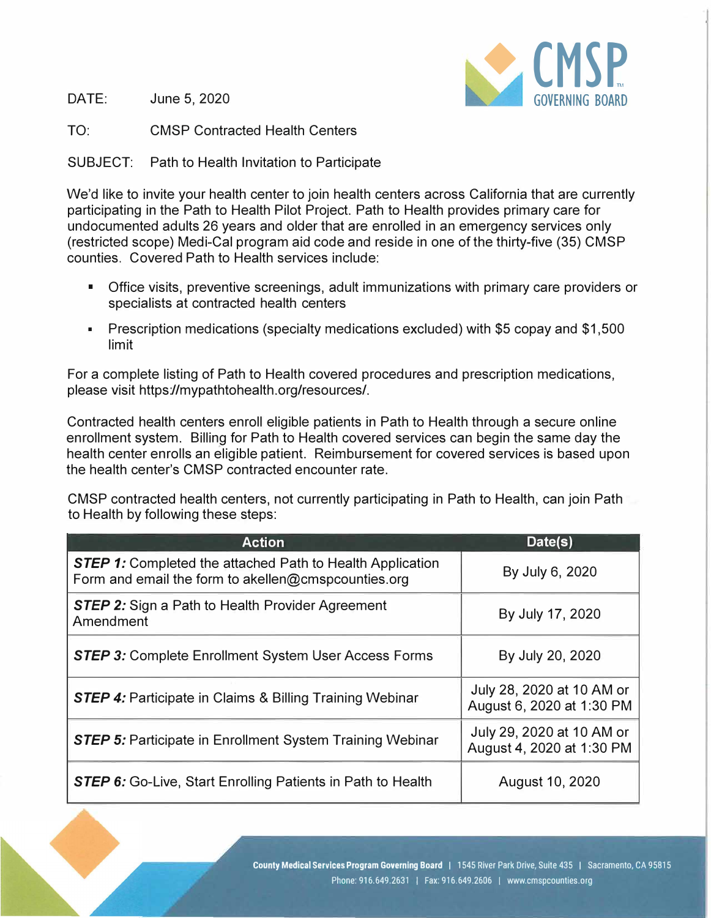CMSP GOVERNING BOARD

DATE: June 5, 2020

TO: CMSP Contracted Health Centers

SUBJECT: Path to Health Invitation to Participate

We'd like to invite your health center to join health centers across California that are currently participating in the Path to Health Pilot Project. Path to Health provides primary care for undocumented adults 26 years and older that are enrolled in an emergency services only (restricted scope) Medi-Cal program aid code and reside in one of the thirty-five (35) CMSP counties. Covered Path to Health services include:

- Office visits, preventive screenings, adult immunizations with primary care providers or specialists at contracted health centers
- Prescription medications (specialty medications excluded) with $5 copay and $1,500 limit

For a complete listing of Path to Health covered procedures and prescription medications, please visit https://mypathtohealth.org/resources/.

Contracted health centers enroll eligible patients in Path to Health through a secure online enrollment system. Billing for Path to Health covered services can begin the same day the health center enrolls an eligible patient. Reimbursement for covered services is based upon the health center's CMSP contracted encounter rate.

CMSP contracted health centers, not currently participating in Path to Health, can join Path to Health by following these steps:

| Action | Date(s) |
|---|---|
| ***STEP 1:*** Completed the attached Path to Health Application Form and email the form to akellen@cmspcounties.org | By July 6, 2020 |
| ***STEP 2:*** Sign a Path to Health Provider Agreement Amendment | By July 17, 2020 |
| ***STEP 3:*** Complete Enrollment System User Access Forms | By July 20, 2020 |
| ***STEP 4:*** Participate in Claims & Billing Training Webinar | July 28, 2020 at 10 AM or August 6, 2020 at 1:30 PM |
| ***STEP 5:*** Participate in Enrollment System Training Webinar | July 29, 2020 at 10 AM or August 4, 2020 at 1:30 PM |
| ***STEP 6:*** Go-Live, Start Enrolling Patients in Path to Health | August 10, 2020 |

County Medical Services Program Governing Board | 1545 River Park Drive, Suite 435 | Sacramento, CA 95815
Phone: 916.649.2631 | Fax: 916.649.2606 | www.cmspcounties.org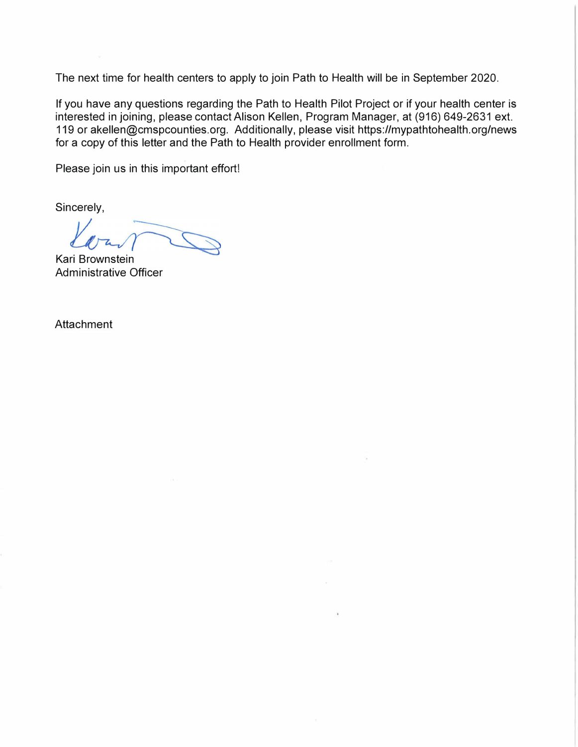The next time for health centers to apply to join Path to Health will be in September 2020.

If you have any questions regarding the Path to Health Pilot Project or if your health center is interested in joining, please contact Alison Kellen, Program Manager, at (916) 649-2631 ext. 119 or akellen@cmspcounties.org. Additionally, please visit https://mypathtohealth.org/news for a copy of this letter and the Path to Health provider enrollment form.

Please join us in this important effort!

Sincerely,

Kari Brownstein
Administrative Officer

Attachment